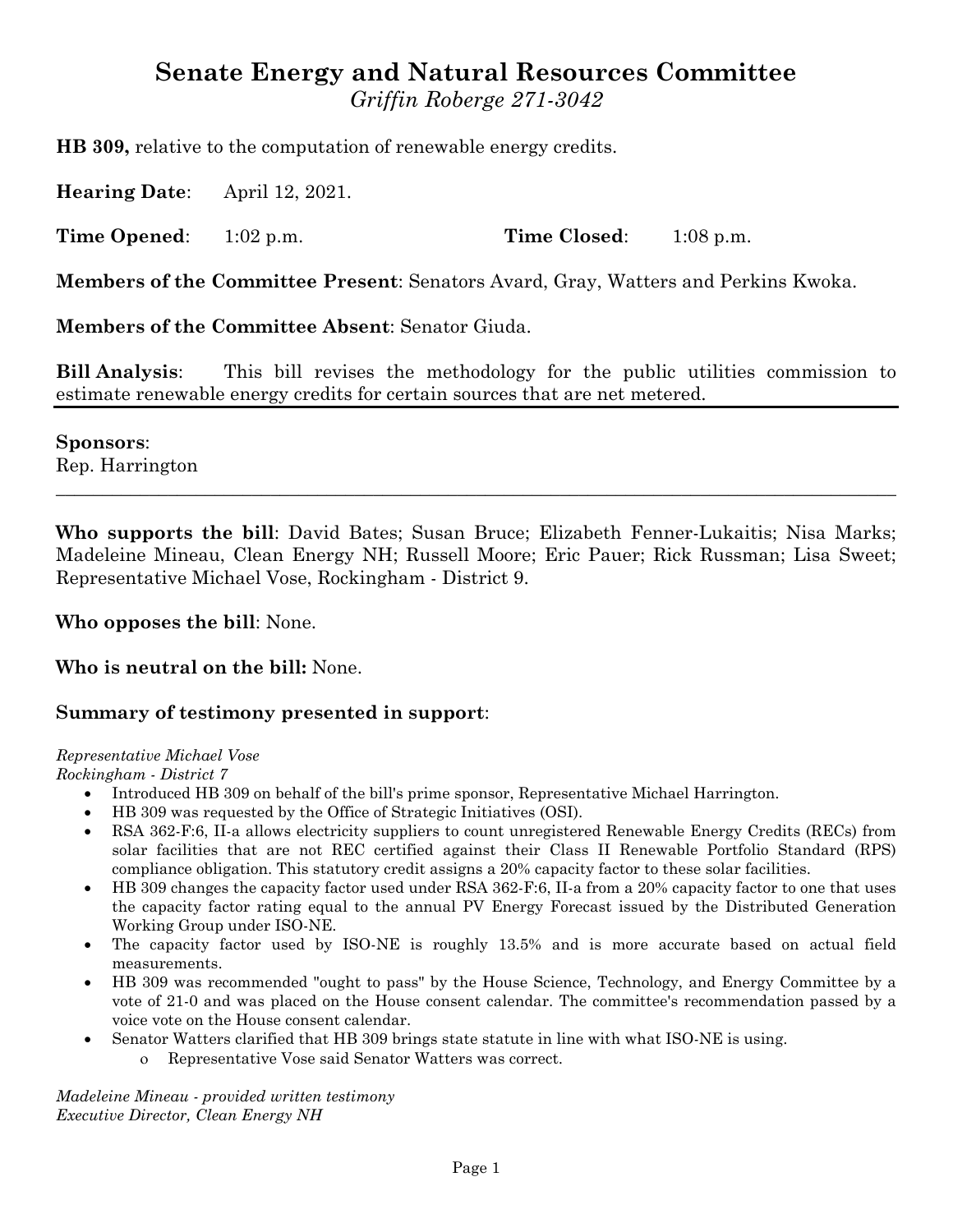# Senate Energy and Natural Resources Committee

*Griffin Roberge 271-3042*

**HB 309,** relative to the computation of renewable energy credits.

**Hearing Date**: April 12, 2021.

**Time Opened**: 1:02 p.m. **Time Closed**: 1:08 p.m.

**Members of the Committee Present**: Senators Avard, Gray, Watters and Perkins Kwoka.

**Members of the Committee Absent**: Senator Giuda.

**Bill Analysis**: This bill revises the methodology for the public utilities commission to estimate renewable energy credits for certain sources that are net metered.

---

**Sponsors**:
Rep. Harrington

---

**Who supports the bill**: David Bates; Susan Bruce; Elizabeth Fenner-Lukaitis; Nisa Marks; Madeleine Mineau, Clean Energy NH; Russell Moore; Eric Pauer; Rick Russman; Lisa Sweet; Representative Michael Vose, Rockingham - District 9.

**Who opposes the bill**: None.

**Who is neutral on the bill:** None.

**Summary of testimony presented in support**:

*Representative Michael Vose*
*Rockingham - District 7*

- Introduced HB 309 on behalf of the bill's prime sponsor, Representative Michael Harrington.
- HB 309 was requested by the Office of Strategic Initiatives (OSI).
- RSA 362-F:6, II-a allows electricity suppliers to count unregistered Renewable Energy Credits (RECs) from solar facilities that are not REC certified against their Class II Renewable Portfolio Standard (RPS) compliance obligation. This statutory credit assigns a 20% capacity factor to these solar facilities.
- HB 309 changes the capacity factor used under RSA 362-F:6, II-a from a 20% capacity factor to one that uses the capacity factor rating equal to the annual PV Energy Forecast issued by the Distributed Generation Working Group under ISO-NE.
- The capacity factor used by ISO-NE is roughly 13.5% and is more accurate based on actual field measurements.
- HB 309 was recommended "ought to pass" by the House Science, Technology, and Energy Committee by a vote of 21-0 and was placed on the House consent calendar. The committee's recommendation passed by a voice vote on the House consent calendar.
- Senator Watters clarified that HB 309 brings state statute in line with what ISO-NE is using.
  - Representative Vose said Senator Watters was correct.

*Madeleine Mineau - provided written testimony*
*Executive Director, Clean Energy NH*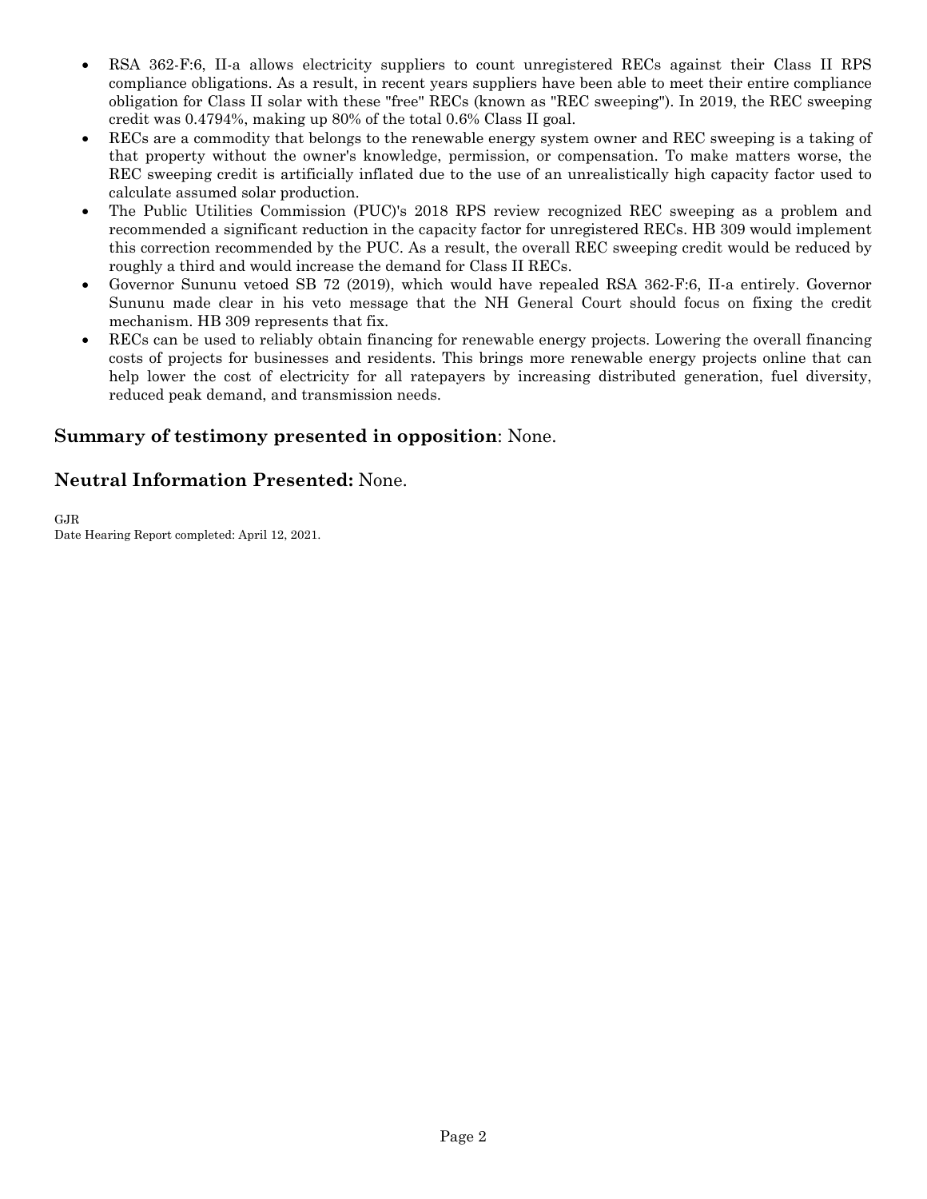- RSA 362-F:6, II-a allows electricity suppliers to count unregistered RECs against their Class II RPS compliance obligations. As a result, in recent years suppliers have been able to meet their entire compliance obligation for Class II solar with these "free" RECs (known as "REC sweeping"). In 2019, the REC sweeping credit was 0.4794%, making up 80% of the total 0.6% Class II goal.
- RECs are a commodity that belongs to the renewable energy system owner and REC sweeping is a taking of that property without the owner's knowledge, permission, or compensation. To make matters worse, the REC sweeping credit is artificially inflated due to the use of an unrealistically high capacity factor used to calculate assumed solar production.
- The Public Utilities Commission (PUC)'s 2018 RPS review recognized REC sweeping as a problem and recommended a significant reduction in the capacity factor for unregistered RECs. HB 309 would implement this correction recommended by the PUC. As a result, the overall REC sweeping credit would be reduced by roughly a third and would increase the demand for Class II RECs.
- Governor Sununu vetoed SB 72 (2019), which would have repealed RSA 362-F:6, II-a entirely. Governor Sununu made clear in his veto message that the NH General Court should focus on fixing the credit mechanism. HB 309 represents that fix.
- RECs can be used to reliably obtain financing for renewable energy projects. Lowering the overall financing costs of projects for businesses and residents. This brings more renewable energy projects online that can help lower the cost of electricity for all ratepayers by increasing distributed generation, fuel diversity, reduced peak demand, and transmission needs.

## **Summary of testimony presented in opposition**: None.

## **Neutral Information Presented:** None.

GJR
Date Hearing Report completed: April 12, 2021.